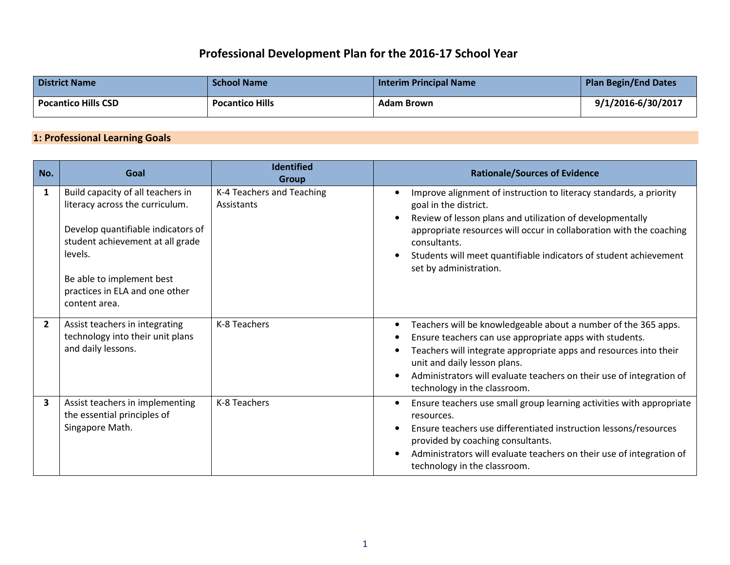# Professional Development Plan for the 2016-17 School Year

| District Name | School Name | Interim Principal Name | Plan Begin/End Dates |
| --- | --- | --- | --- |
| **Pocantico Hills CSD** | **Pocantico Hills** | **Adam Brown** | **9/1/2016-6/30/2017** |

## 1: Professional Learning Goals

| No. | Goal | Identified Group | Rationale/Sources of Evidence |
| --- | --- | --- | --- |
| **1** | Build capacity of all teachers in literacy across the curriculum.<br><br>Develop quantifiable indicators of student achievement at all grade levels.<br><br>Be able to implement best practices in ELA and one other content area. | K-4 Teachers and Teaching Assistants | • Improve alignment of instruction to literacy standards, a priority goal in the district.<br>• Review of lesson plans and utilization of developmentally appropriate resources will occur in collaboration with the coaching consultants.<br>• Students will meet quantifiable indicators of student achievement set by administration. |
| **2** | Assist teachers in integrating technology into their unit plans and daily lessons. | K-8 Teachers | • Teachers will be knowledgeable about a number of the 365 apps.<br>• Ensure teachers can use appropriate apps with students.<br>• Teachers will integrate appropriate apps and resources into their unit and daily lesson plans.<br>• Administrators will evaluate teachers on their use of integration of technology in the classroom. |
| **3** | Assist teachers in implementing the essential principles of Singapore Math. | K-8 Teachers | • Ensure teachers use small group learning activities with appropriate resources.<br>• Ensure teachers use differentiated instruction lessons/resources provided by coaching consultants.<br>• Administrators will evaluate teachers on their use of integration of technology in the classroom. |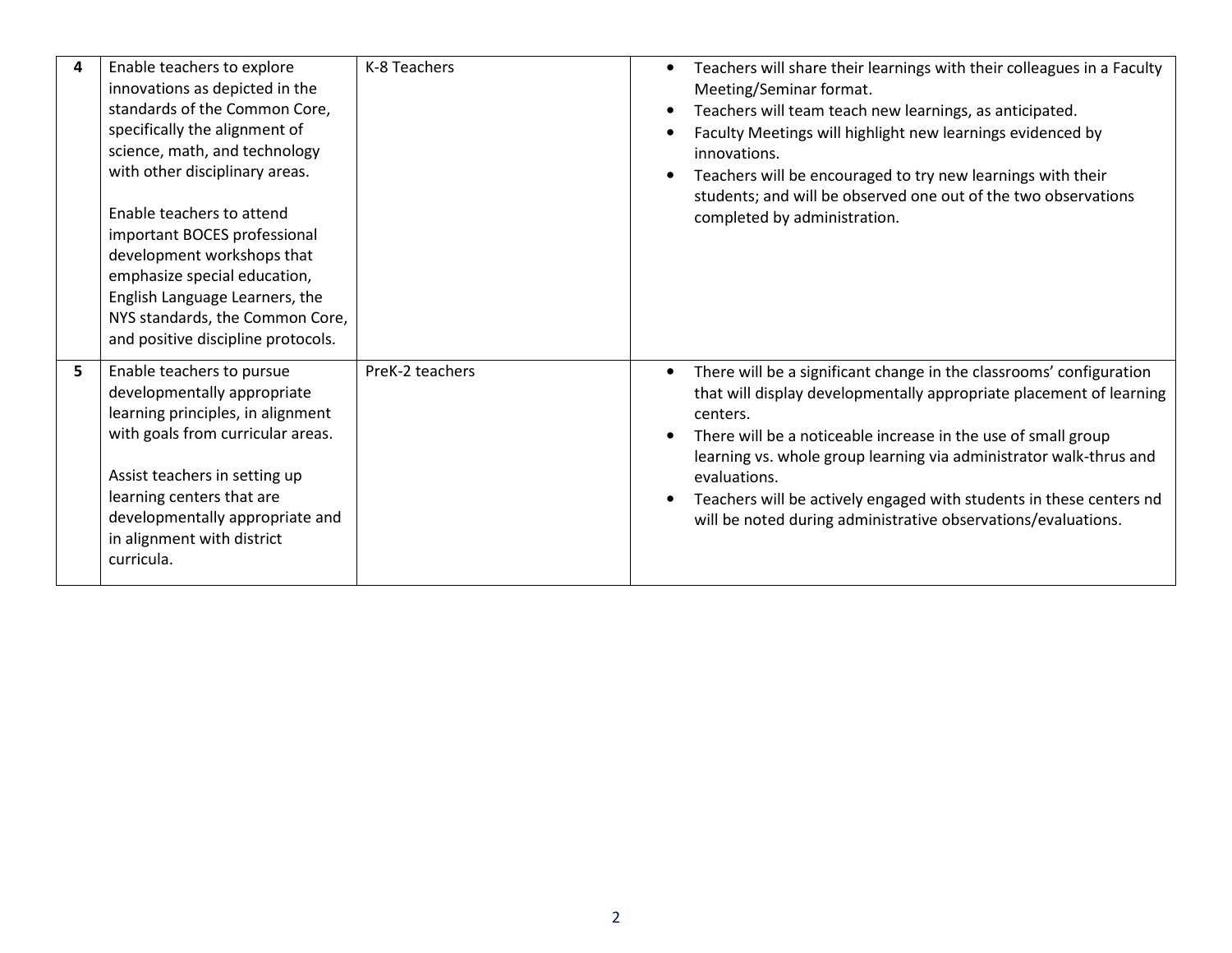| | | | |
|---|---|---|---|
| **4** | Enable teachers to explore innovations as depicted in the standards of the Common Core, specifically the alignment of science, math, and technology with other disciplinary areas.<br><br>Enable teachers to attend important BOCES professional development workshops that emphasize special education, English Language Learners, the NYS standards, the Common Core, and positive discipline protocols. | K-8 Teachers | • Teachers will share their learnings with their colleagues in a Faculty Meeting/Seminar format.<br>• Teachers will team teach new learnings, as anticipated.<br>• Faculty Meetings will highlight new learnings evidenced by innovations.<br>• Teachers will be encouraged to try new learnings with their students; and will be observed one out of the two observations completed by administration. |
| **5** | Enable teachers to pursue developmentally appropriate learning principles, in alignment with goals from curricular areas.<br><br>Assist teachers in setting up learning centers that are developmentally appropriate and in alignment with district curricula. | PreK-2 teachers | • There will be a significant change in the classrooms' configuration that will display developmentally appropriate placement of learning centers.<br>• There will be a noticeable increase in the use of small group learning vs. whole group learning via administrator walk-thrus and evaluations.<br>• Teachers will be actively engaged with students in these centers nd will be noted during administrative observations/evaluations. |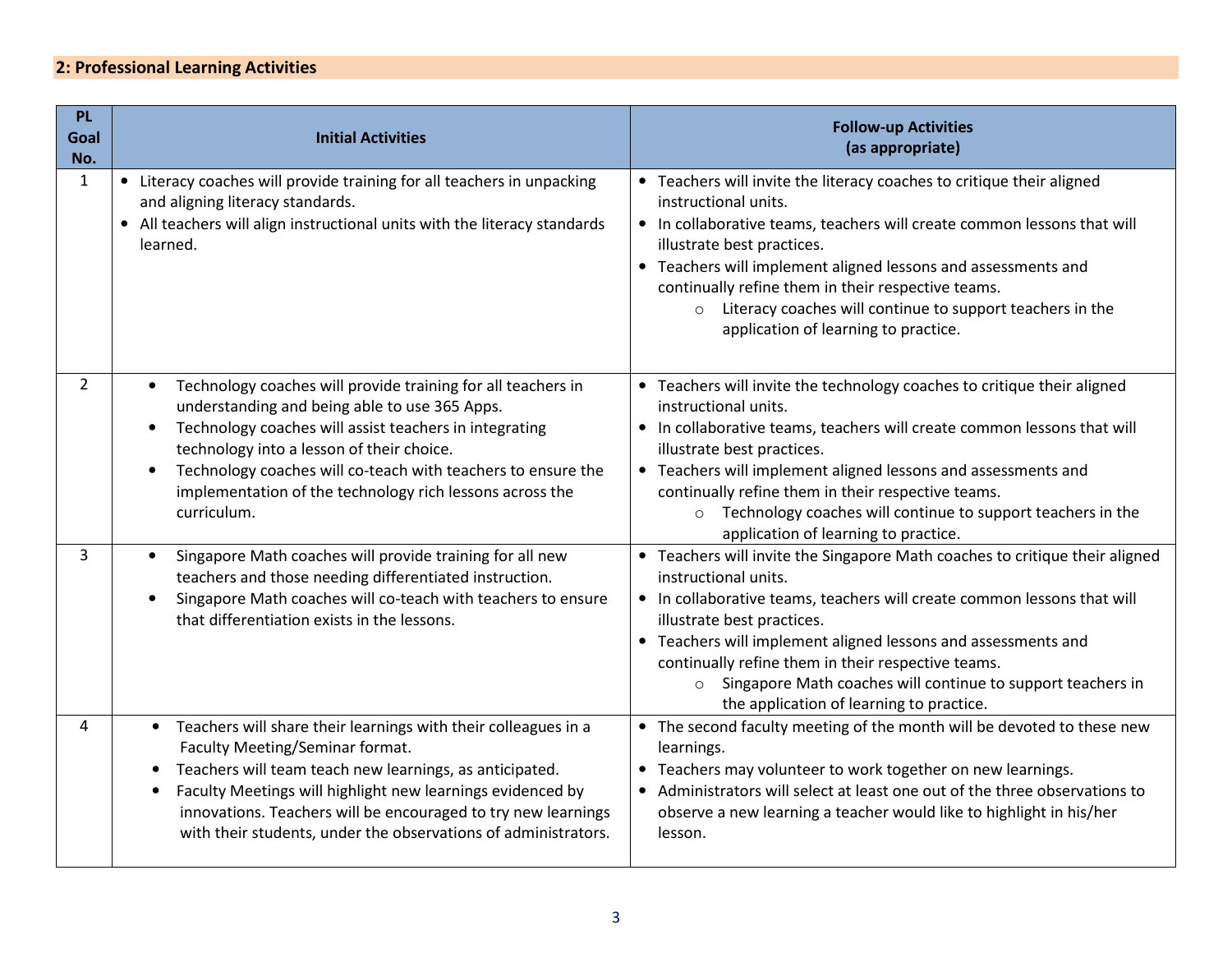## 2: Professional Learning Activities

| PL Goal No. | Initial Activities | Follow-up Activities (as appropriate) |
|---|---|---|
| 1 | • Literacy coaches will provide training for all teachers in unpacking and aligning literacy standards.<br>• All teachers will align instructional units with the literacy standards learned. | • Teachers will invite the literacy coaches to critique their aligned instructional units.<br>• In collaborative teams, teachers will create common lessons that will illustrate best practices.<br>• Teachers will implement aligned lessons and assessments and continually refine them in their respective teams.<br>○ Literacy coaches will continue to support teachers in the application of learning to practice. |
| 2 | • Technology coaches will provide training for all teachers in understanding and being able to use 365 Apps.<br>• Technology coaches will assist teachers in integrating technology into a lesson of their choice.<br>• Technology coaches will co-teach with teachers to ensure the implementation of the technology rich lessons across the curriculum. | • Teachers will invite the technology coaches to critique their aligned instructional units.<br>• In collaborative teams, teachers will create common lessons that will illustrate best practices.<br>• Teachers will implement aligned lessons and assessments and continually refine them in their respective teams.<br>○ Technology coaches will continue to support teachers in the application of learning to practice. |
| 3 | • Singapore Math coaches will provide training for all new teachers and those needing differentiated instruction.<br>• Singapore Math coaches will co-teach with teachers to ensure that differentiation exists in the lessons. | • Teachers will invite the Singapore Math coaches to critique their aligned instructional units.<br>• In collaborative teams, teachers will create common lessons that will illustrate best practices.<br>• Teachers will implement aligned lessons and assessments and continually refine them in their respective teams.<br>○ Singapore Math coaches will continue to support teachers in the application of learning to practice. |
| 4 | • Teachers will share their learnings with their colleagues in a Faculty Meeting/Seminar format.<br>• Teachers will team teach new learnings, as anticipated.<br>• Faculty Meetings will highlight new learnings evidenced by innovations. Teachers will be encouraged to try new learnings with their students, under the observations of administrators. | • The second faculty meeting of the month will be devoted to these new learnings.<br>• Teachers may volunteer to work together on new learnings.<br>• Administrators will select at least one out of the three observations to observe a new learning a teacher would like to highlight in his/her lesson. |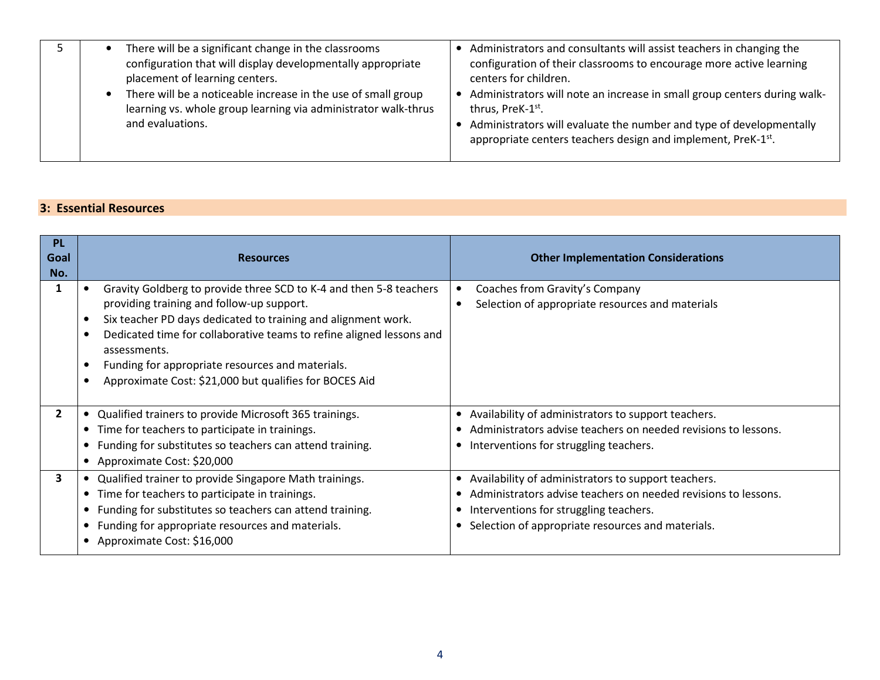| 5 | • There will be a significant change in the classrooms configuration that will display developmentally appropriate placement of learning centers.<br>• There will be a noticeable increase in the use of small group learning vs. whole group learning via administrator walk-thrus and evaluations. | • Administrators and consultants will assist teachers in changing the configuration of their classrooms to encourage more active learning centers for children.<br>• Administrators will note an increase in small group centers during walk-thrus, PreK-1st.<br>• Administrators will evaluate the number and type of developmentally appropriate centers teachers design and implement, PreK-1st. |
|---|---|---|

## 3: Essential Resources

| PL Goal No. | Resources | Other Implementation Considerations |
|---|---|---|
| **1** | • Gravity Goldberg to provide three SCD to K-4 and then 5-8 teachers providing training and follow-up support.<br>• Six teacher PD days dedicated to training and alignment work.<br>• Dedicated time for collaborative teams to refine aligned lessons and assessments.<br>• Funding for appropriate resources and materials.<br>• Approximate Cost: $21,000 but qualifies for BOCES Aid | • Coaches from Gravity's Company<br>• Selection of appropriate resources and materials |
| **2** | • Qualified trainers to provide Microsoft 365 trainings.<br>• Time for teachers to participate in trainings.<br>• Funding for substitutes so teachers can attend training.<br>• Approximate Cost: $20,000 | • Availability of administrators to support teachers.<br>• Administrators advise teachers on needed revisions to lessons.<br>• Interventions for struggling teachers. |
| **3** | • Qualified trainer to provide Singapore Math trainings.<br>• Time for teachers to participate in trainings.<br>• Funding for substitutes so teachers can attend training.<br>• Funding for appropriate resources and materials.<br>• Approximate Cost: $16,000 | • Availability of administrators to support teachers.<br>• Administrators advise teachers on needed revisions to lessons.<br>• Interventions for struggling teachers.<br>• Selection of appropriate resources and materials. |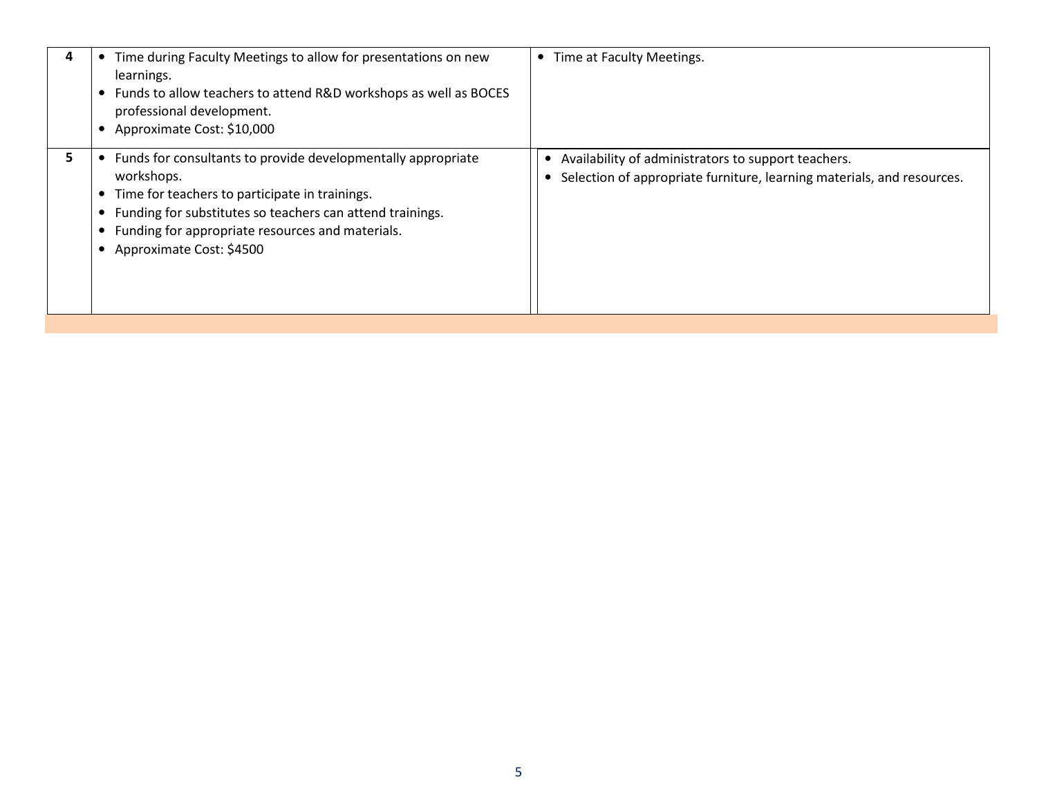| | | |
|---|---|---|
| 4 | • Time during Faculty Meetings to allow for presentations on new learnings.<br>• Funds to allow teachers to attend R&D workshops as well as BOCES professional development.<br>• Approximate Cost: $10,000 | • Time at Faculty Meetings. |
| 5 | • Funds for consultants to provide developmentally appropriate workshops.<br>• Time for teachers to participate in trainings.<br>• Funding for substitutes so teachers can attend trainings.<br>• Funding for appropriate resources and materials.<br>• Approximate Cost: $4500 | • Availability of administrators to support teachers.<br>• Selection of appropriate furniture, learning materials, and resources. |